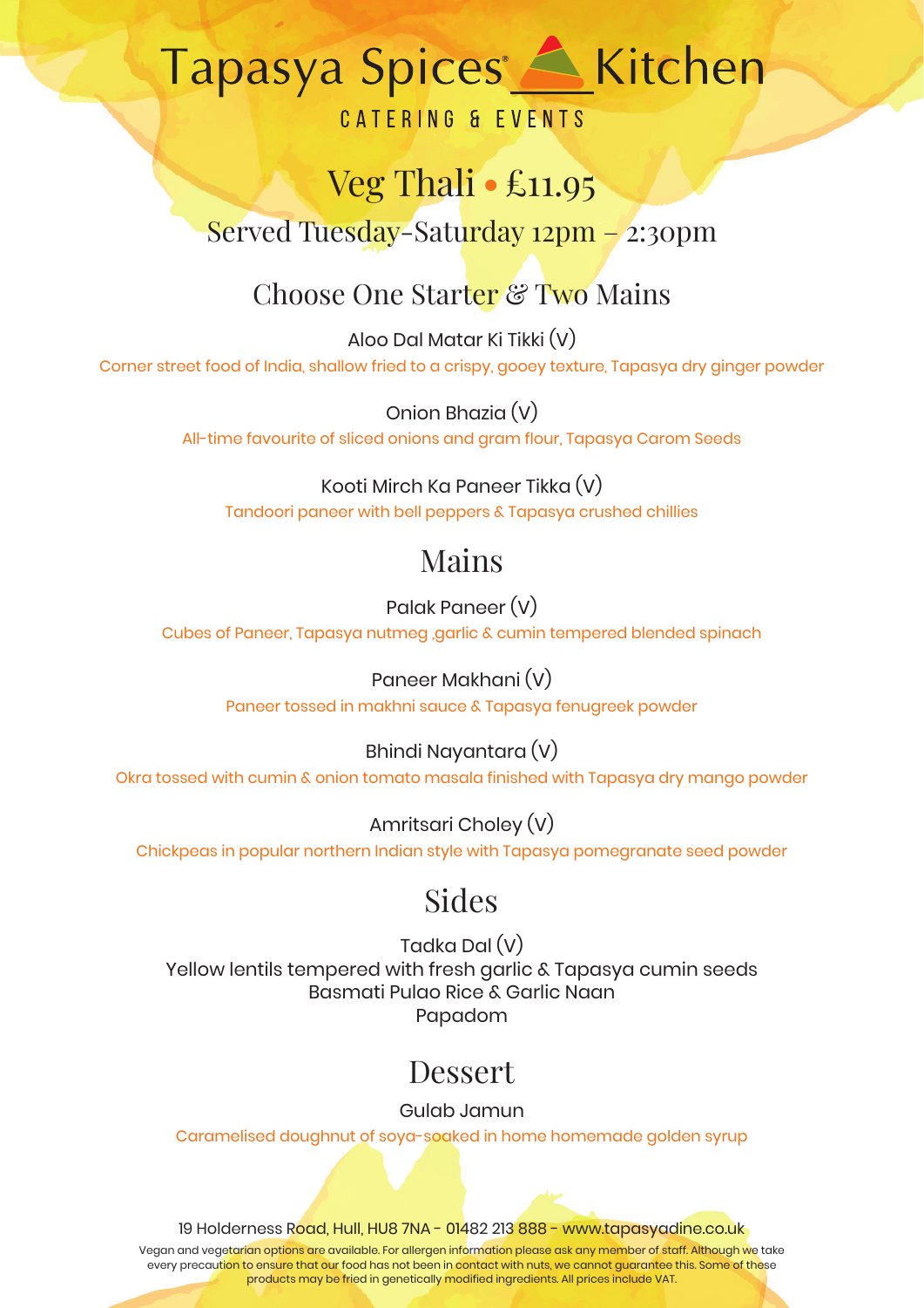# Tapasya Spices Kitchen

CATERING & EVENTS

## Veg Thali • £11.95

Served Tuesday-Saturday 12pm – 2:30pm

## Choose One Starter & Two Mains

Aloo Dal Matar Ki Tikki (V)

Corner street food of India, shallow fried to a crispy, gooey texture, Tapasya dry ginger powder

Onion Bhazia (V)

All-time favourite of sliced onions and gram flour, Tapasya Carom Seeds

Kooti Mirch Ka Paneer Tikka (V)

Tandoori paneer with bell peppers & Tapasya crushed chillies

## Mains

Palak Paneer (V)

Cubes of Paneer, Tapasya nutmeg ,garlic & cumin tempered blended spinach

Paneer Makhani (V)

Paneer tossed in makhni sauce & Tapasya fenugreek powder

Bhindi Nayantara (V)

Okra tossed with cumin & onion tomato masala finished with Tapasya dry mango powder

Amritsari Choley (V)

Chickpeas in popular northern Indian style with Tapasya pomegranate seed powder

## Sides

Tadka Dal (V)
Yellow lentils tempered with fresh garlic & Tapasya cumin seeds
Basmati Pulao Rice & Garlic Naan
Papadom

## Dessert

Gulab Jamun

Caramelised doughnut of soya-soaked in home homemade golden syrup

19 Holderness Road, Hull, HU8 7NA - 01482 213 888 - www.tapasyadine.co.uk

Vegan and vegetarian options are available. For allergen information please ask any member of staff. Although we take every precaution to ensure that our food has not been in contact with nuts, we cannot guarantee this. Some of these products may be fried in genetically modified ingredients. All prices include VAT.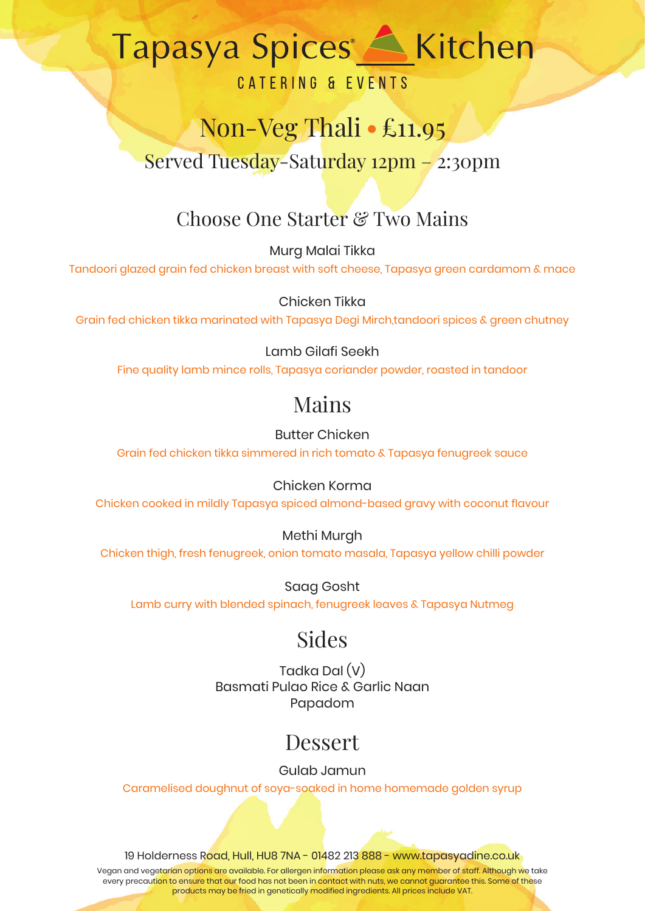# Tapasya Spices Kitchen

CATERING & EVENTS

## Non-Veg Thali • £11.95

Served Tuesday-Saturday 12pm – 2:30pm

## Choose One Starter & Two Mains

Murg Malai Tikka

Tandoori glazed grain fed chicken breast with soft cheese, Tapasya green cardamom & mace

Chicken Tikka

Grain fed chicken tikka marinated with Tapasya Degi Mirch,tandoori spices & green chutney

Lamb Gilafi Seekh

Fine quality lamb mince rolls, Tapasya coriander powder, roasted in tandoor

## Mains

Butter Chicken

Grain fed chicken tikka simmered in rich tomato & Tapasya fenugreek sauce

Chicken Korma

Chicken cooked in mildly Tapasya spiced almond-based gravy with coconut flavour

Methi Murgh

Chicken thigh, fresh fenugreek, onion tomato masala, Tapasya yellow chilli powder

Saag Gosht

Lamb curry with blended spinach, fenugreek leaves & Tapasya Nutmeg

## Sides

Tadka Dal (V)
Basmati Pulao Rice & Garlic Naan
Papadom

## Dessert

Gulab Jamun

Caramelised doughnut of soya-soaked in home homemade golden syrup

19 Holderness Road, Hull, HU8 7NA - 01482 213 888 - www.tapasyadine.co.uk

Vegan and vegetarian options are available. For allergen information please ask any member of staff. Although we take every precaution to ensure that our food has not been in contact with nuts, we cannot guarantee this. Some of these products may be fried in genetically modified ingredients. All prices include VAT.